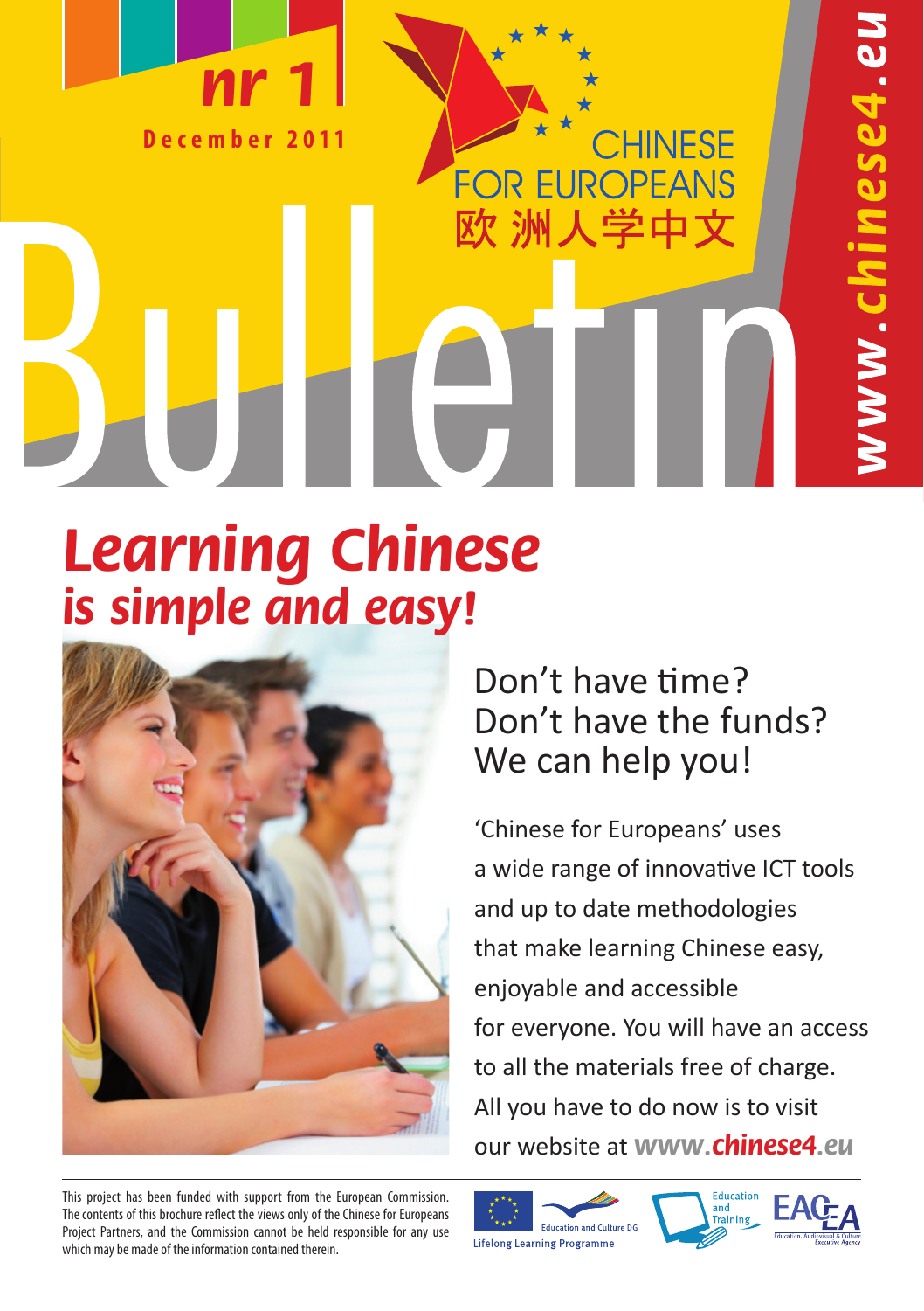nr 1

December 2011

CHINESE FOR EUROPEANS

欧洲人学中文

www.chinese4.eu

# Bulletin

## *Learning Chinese is simple and easy!*

Don't have time?
Don't have the funds?
We can help you!

'Chinese for Europeans' uses a wide range of innovative ICT tools and up to date methodologies that make learning Chinese easy, enjoyable and accessible for everyone. You will have an access to all the materials free of charge. All you have to do now is to visit our website at **www.chinese4.eu**

This project has been funded with support from the European Commission. The contents of this brochure reflect the views only of the Chinese for Europeans Project Partners, and the Commission cannot be held responsible for any use which may be made of the information contained therein.

Lifelong Learning Programme

Education and Culture DG

Education and Training

EACEA Education, Audiovisual & Culture Executive Agency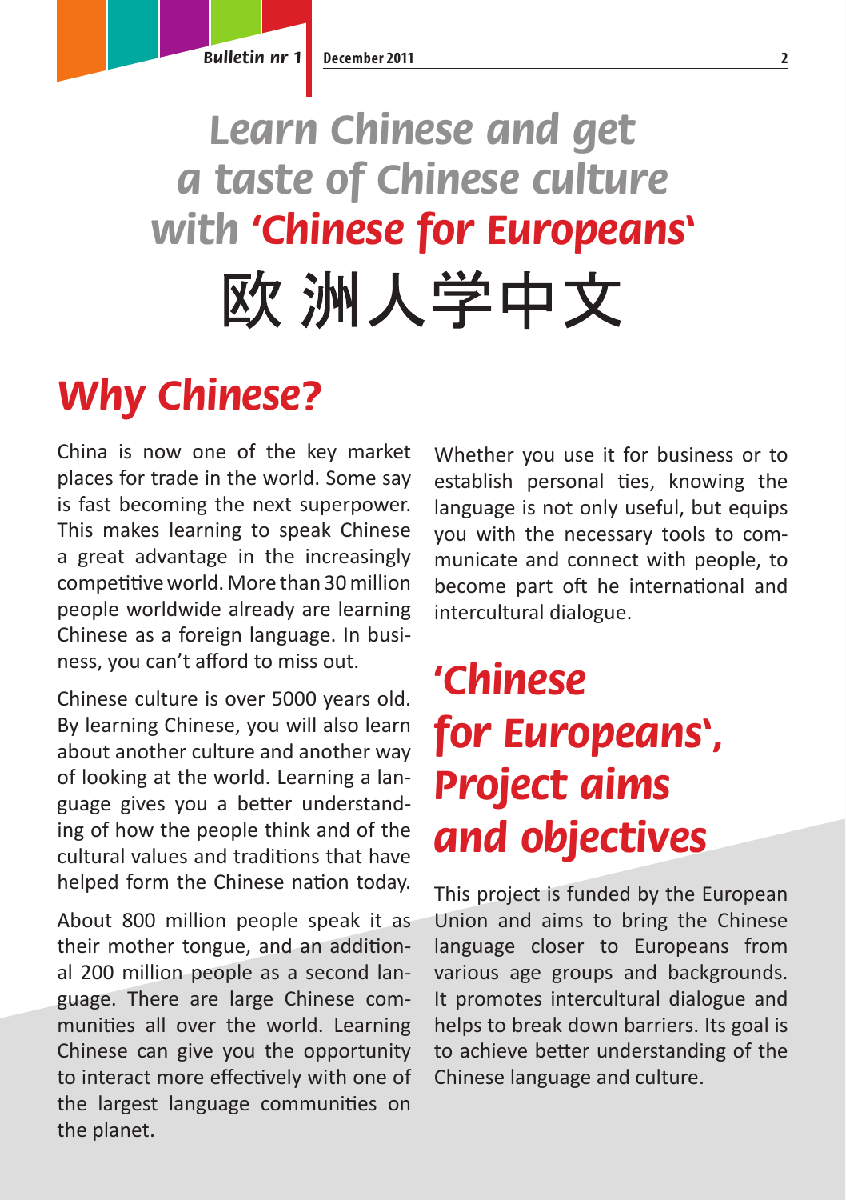// Learn Chinese and get a taste of Chinese culture with 'Chinese for Europeans'

# Learn Chinese and get a taste of Chinese culture with 'Chinese for Europeans'

# 欧洲人学中文

## Why Chinese?

China is now one of the key market places for trade in the world. Some say is fast becoming the next superpower. This makes learning to speak Chinese a great advantage in the increasingly competitive world. More than 30 million people worldwide already are learning Chinese as a foreign language. In business, you can't afford to miss out.

Chinese culture is over 5000 years old. By learning Chinese, you will also learn about another culture and another way of looking at the world. Learning a language gives you a better understanding of how the people think and of the cultural values and traditions that have helped form the Chinese nation today.

About 800 million people speak it as their mother tongue, and an additional 200 million people as a second language. There are large Chinese communities all over the world. Learning Chinese can give you the opportunity to interact more effectively with one of the largest language communities on the planet.

Whether you use it for business or to establish personal ties, knowing the language is not only useful, but equips you with the necessary tools to communicate and connect with people, to become part oft he international and intercultural dialogue.

## 'Chinese for Europeans', Project aims and objectives

This project is funded by the European Union and aims to bring the Chinese language closer to Europeans from various age groups and backgrounds. It promotes intercultural dialogue and helps to break down barriers. Its goal is to achieve better understanding of the Chinese language and culture.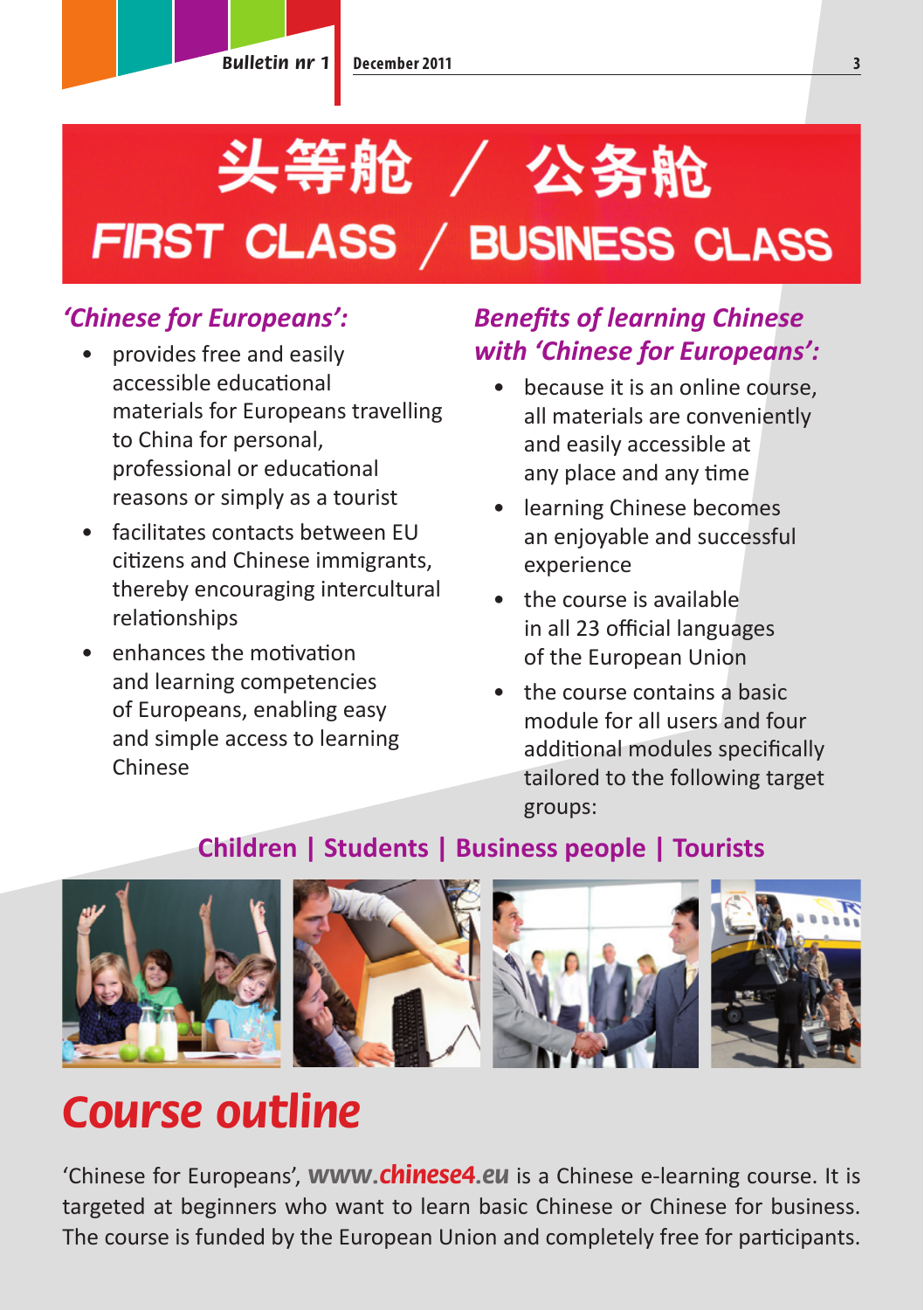# 头等舱 / 公务舱
# FIRST CLASS / BUSINESS CLASS

## *'Chinese for Europeans':*

- provides free and easily accessible educational materials for Europeans travelling to China for personal, professional or educational reasons or simply as a tourist
- facilitates contacts between EU citizens and Chinese immigrants, thereby encouraging intercultural relationships
- enhances the motivation and learning competencies of Europeans, enabling easy and simple access to learning Chinese

## *Benefits of learning Chinese with 'Chinese for Europeans':*

- because it is an online course, all materials are conveniently and easily accessible at any place and any time
- learning Chinese becomes an enjoyable and successful experience
- the course is available in all 23 official languages of the European Union
- the course contains a basic module for all users and four additional modules specifically tailored to the following target groups:

**Children | Students | Business people | Tourists**

# *Course outline*

'Chinese for Europeans', ***www.chinese4.eu*** is a Chinese e-learning course. It is targeted at beginners who want to learn basic Chinese or Chinese for business. The course is funded by the European Union and completely free for participants.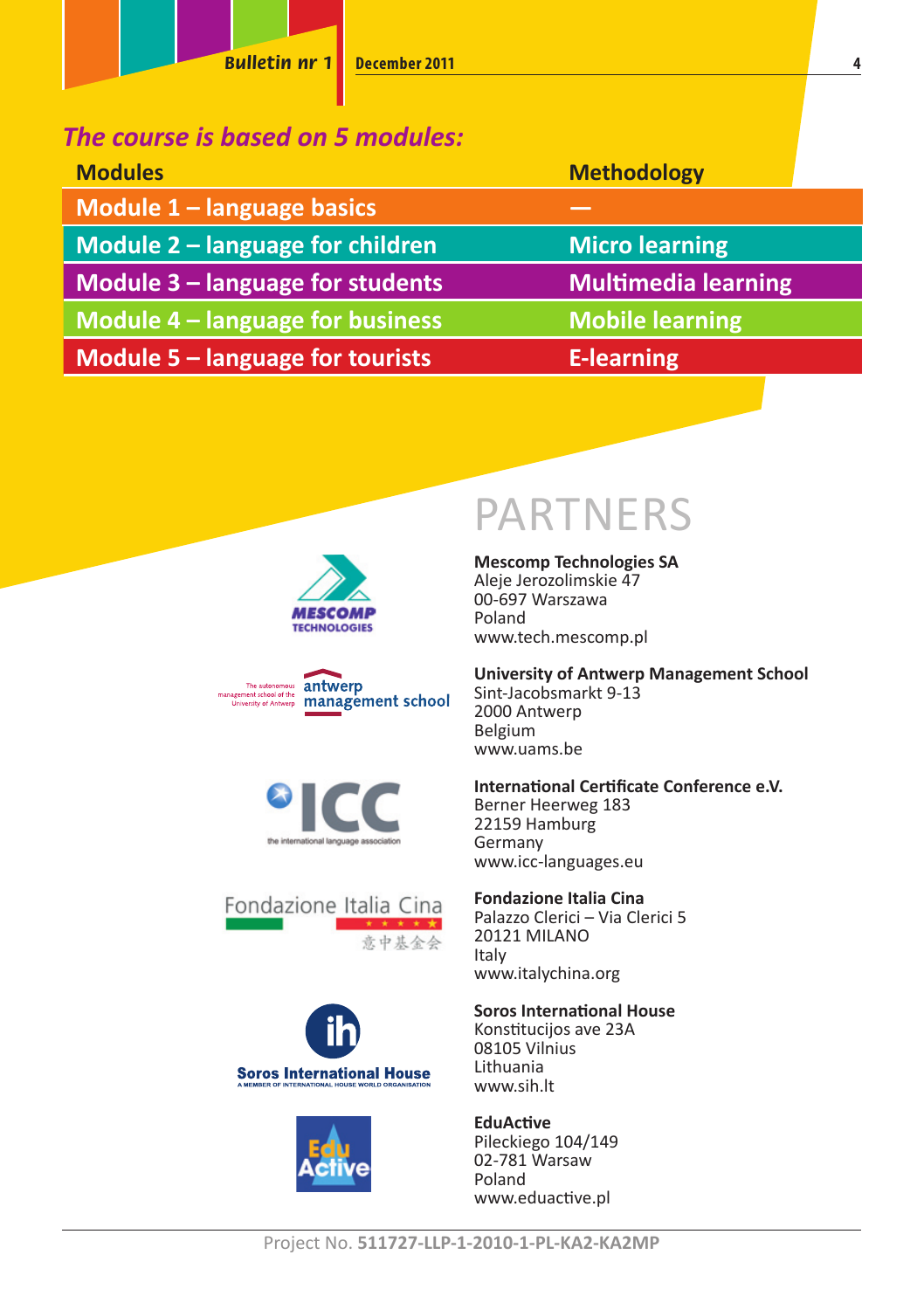## *The course is based on 5 modules:*

| Modules | Methodology |
|---|---|
| Module 1 – language basics | — |
| Module 2 – language for children | Micro learning |
| Module 3 – language for students | Multimedia learning |
| Module 4 – language for business | Mobile learning |
| Module 5 – language for tourists | E-learning |

# PARTNERS

**Mescomp Technologies SA**
Aleje Jerozolimskie 47
00-697 Warszawa
Poland
www.tech.mescomp.pl

**University of Antwerp Management School**
Sint-Jacobsmarkt 9-13
2000 Antwerp
Belgium
www.uams.be

**International Certificate Conference e.V.**
Berner Heerweg 183
22159 Hamburg
Germany
www.icc-languages.eu

**Fondazione Italia Cina**
Palazzo Clerici – Via Clerici 5
20121 MILANO
Italy
www.italychina.org

**Soros International House**
Konstitucijos ave 23A
08105 Vilnius
Lithuania
www.sih.lt

**EduActive**
Pileckiego 104/149
02-781 Warsaw
Poland
www.eduactive.pl

Project No. **511727-LLP-1-2010-1-PL-KA2-KA2MP**